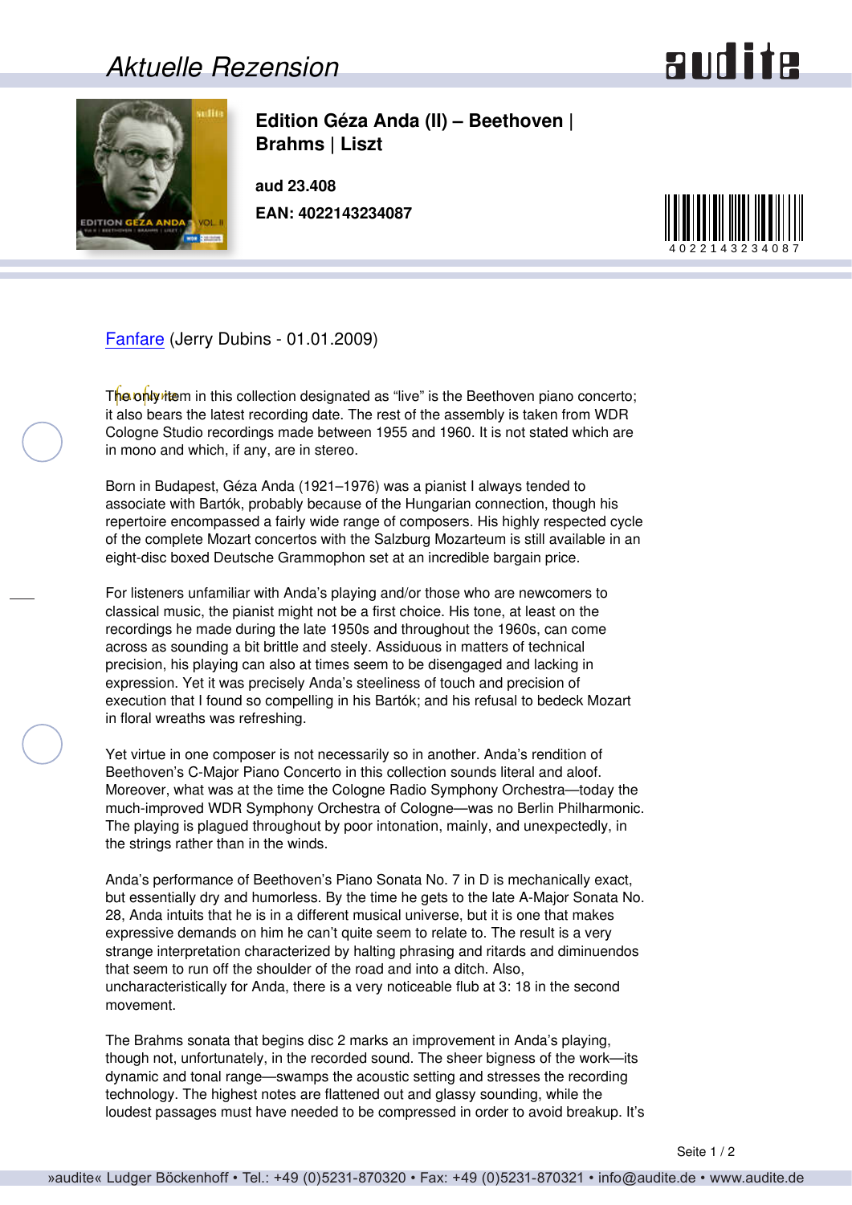# Aktuelle Rezension

## Edition Géza Anda (II) – Beethoven | Brahms | Liszt

**aud 23.408**

**EAN: 4022143234087**

Fanfare (Jerry Dubins - 01.01.2009)

The only item in this collection designated as "live" is the Beethoven piano concerto; it also bears the latest recording date. The rest of the assembly is taken from WDR Cologne Studio recordings made between 1955 and 1960. It is not stated which are in mono and which, if any, are in stereo.

Born in Budapest, Géza Anda (1921–1976) was a pianist I always tended to associate with Bartók, probably because of the Hungarian connection, though his repertoire encompassed a fairly wide range of composers. His highly respected cycle of the complete Mozart concertos with the Salzburg Mozarteum is still available in an eight-disc boxed Deutsche Grammophon set at an incredible bargain price.

For listeners unfamiliar with Anda's playing and/or those who are newcomers to classical music, the pianist might not be a first choice. His tone, at least on the recordings he made during the late 1950s and throughout the 1960s, can come across as sounding a bit brittle and steely. Assiduous in matters of technical precision, his playing can also at times seem to be disengaged and lacking in expression. Yet it was precisely Anda's steeliness of touch and precision of execution that I found so compelling in his Bartók; and his refusal to bedeck Mozart in floral wreaths was refreshing.

Yet virtue in one composer is not necessarily so in another. Anda's rendition of Beethoven's C-Major Piano Concerto in this collection sounds literal and aloof. Moreover, what was at the time the Cologne Radio Symphony Orchestra—today the much-improved WDR Symphony Orchestra of Cologne—was no Berlin Philharmonic. The playing is plagued throughout by poor intonation, mainly, and unexpectedly, in the strings rather than in the winds.

Anda's performance of Beethoven's Piano Sonata No. 7 in D is mechanically exact, but essentially dry and humorless. By the time he gets to the late A-Major Sonata No. 28, Anda intuits that he is in a different musical universe, but it is one that makes expressive demands on him he can't quite seem to relate to. The result is a very strange interpretation characterized by halting phrasing and ritards and diminuendos that seem to run off the shoulder of the road and into a ditch. Also, uncharacteristically for Anda, there is a very noticeable flub at 3: 18 in the second movement.

The Brahms sonata that begins disc 2 marks an improvement in Anda's playing, though not, unfortunately, in the recorded sound. The sheer bigness of the work—its dynamic and tonal range—swamps the acoustic setting and stresses the recording technology. The highest notes are flattened out and glassy sounding, while the loudest passages must have needed to be compressed in order to avoid breakup. It's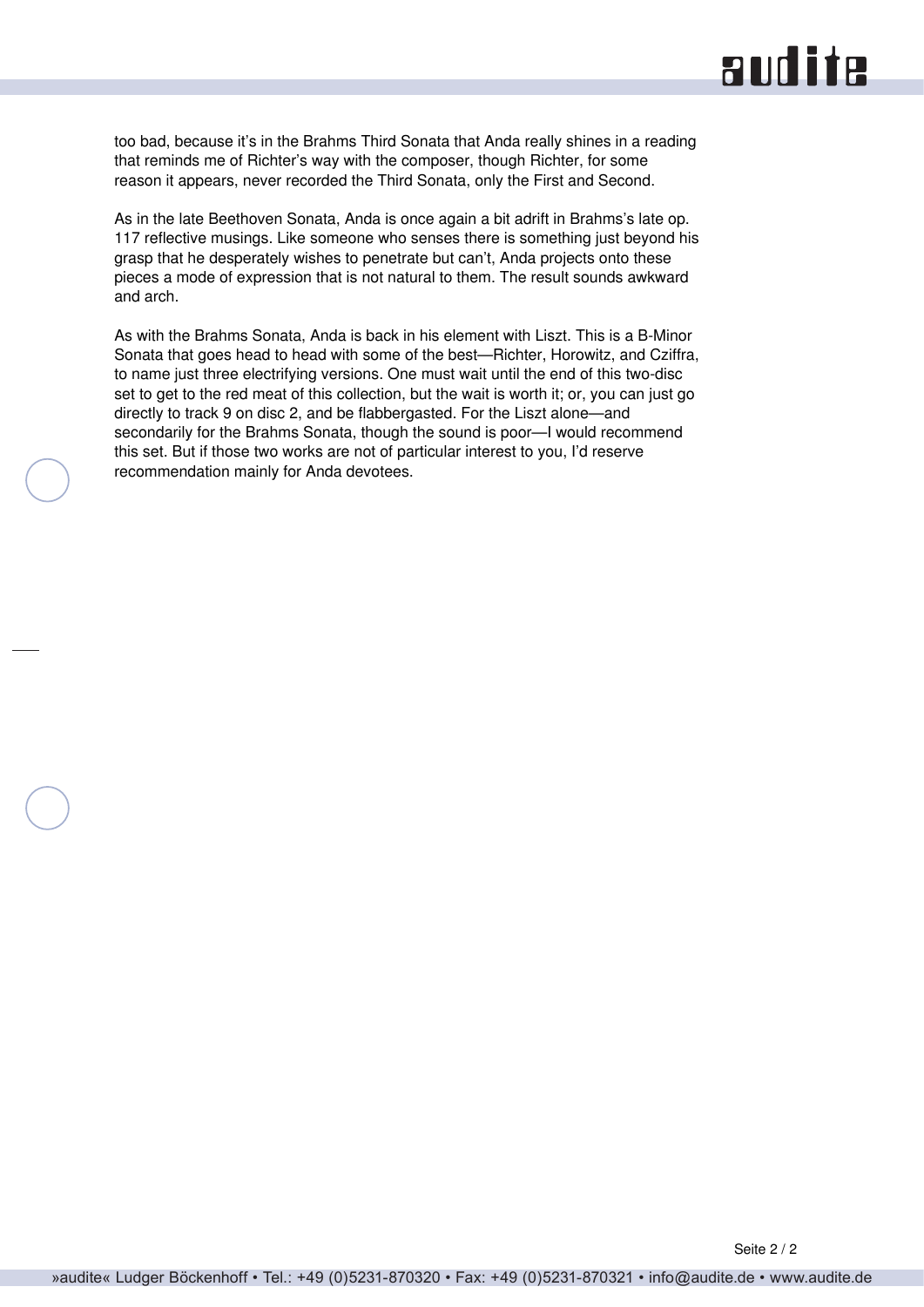too bad, because it's in the Brahms Third Sonata that Anda really shines in a reading that reminds me of Richter's way with the composer, though Richter, for some reason it appears, never recorded the Third Sonata, only the First and Second.

As in the late Beethoven Sonata, Anda is once again a bit adrift in Brahms's late op. 117 reflective musings. Like someone who senses there is something just beyond his grasp that he desperately wishes to penetrate but can't, Anda projects onto these pieces a mode of expression that is not natural to them. The result sounds awkward and arch.

As with the Brahms Sonata, Anda is back in his element with Liszt. This is a B-Minor Sonata that goes head to head with some of the best—Richter, Horowitz, and Cziffra, to name just three electrifying versions. One must wait until the end of this two-disc set to get to the red meat of this collection, but the wait is worth it; or, you can just go directly to track 9 on disc 2, and be flabbergasted. For the Liszt alone—and secondarily for the Brahms Sonata, though the sound is poor—I would recommend this set. But if those two works are not of particular interest to you, I'd reserve recommendation mainly for Anda devotees.